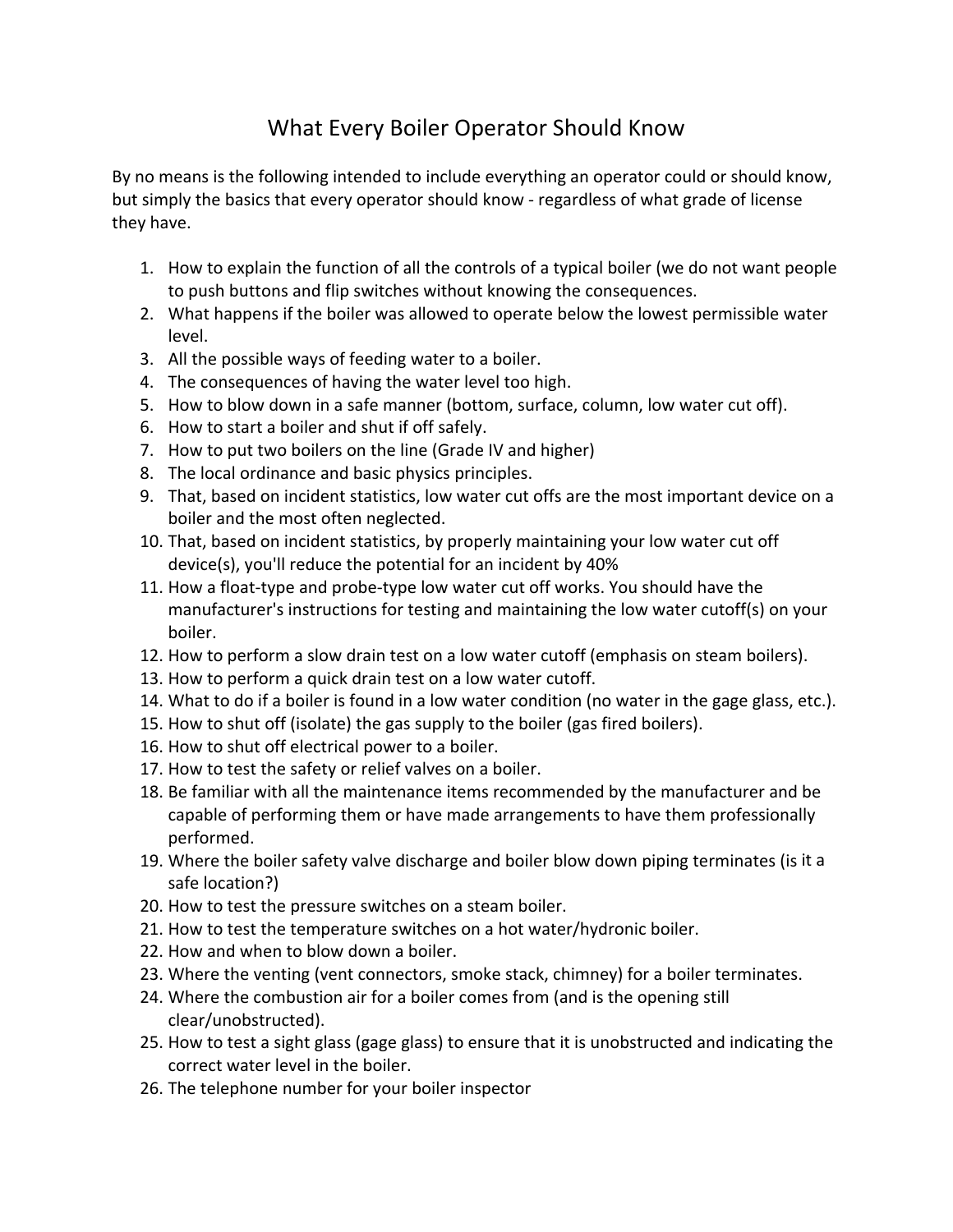# What Every Boiler Operator Should Know

By no means is the following intended to include everything an operator could or should know, but simply the basics that every operator should know - regardless of what grade of license they have.

1. How to explain the function of all the controls of a typical boiler (we do not want people to push buttons and flip switches without knowing the consequences.
2. What happens if the boiler was allowed to operate below the lowest permissible water level.
3. All the possible ways of feeding water to a boiler.
4. The consequences of having the water level too high.
5. How to blow down in a safe manner (bottom, surface, column, low water cut off).
6. How to start a boiler and shut if off safely.
7. How to put two boilers on the line (Grade IV and higher)
8. The local ordinance and basic physics principles.
9. That, based on incident statistics, low water cut offs are the most important device on a boiler and the most often neglected.
10. That, based on incident statistics, by properly maintaining your low water cut off device(s), you'll reduce the potential for an incident by 40%
11. How a float-type and probe-type low water cut off works. You should have the manufacturer's instructions for testing and maintaining the low water cutoff(s) on your boiler.
12. How to perform a slow drain test on a low water cutoff (emphasis on steam boilers).
13. How to perform a quick drain test on a low water cutoff.
14. What to do if a boiler is found in a low water condition (no water in the gage glass, etc.).
15. How to shut off (isolate) the gas supply to the boiler (gas fired boilers).
16. How to shut off electrical power to a boiler.
17. How to test the safety or relief valves on a boiler.
18. Be familiar with all the maintenance items recommended by the manufacturer and be capable of performing them or have made arrangements to have them professionally performed.
19. Where the boiler safety valve discharge and boiler blow down piping terminates (is it a safe location?)
20. How to test the pressure switches on a steam boiler.
21. How to test the temperature switches on a hot water/hydronic boiler.
22. How and when to blow down a boiler.
23. Where the venting (vent connectors, smoke stack, chimney) for a boiler terminates.
24. Where the combustion air for a boiler comes from (and is the opening still clear/unobstructed).
25. How to test a sight glass (gage glass) to ensure that it is unobstructed and indicating the correct water level in the boiler.
26. The telephone number for your boiler inspector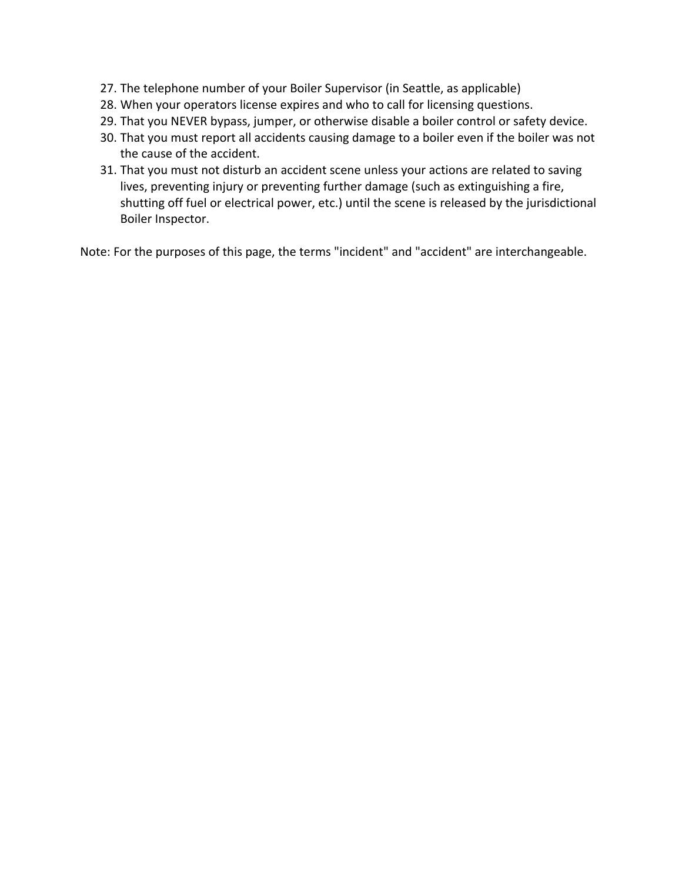27. The telephone number of your Boiler Supervisor (in Seattle, as applicable)
28. When your operators license expires and who to call for licensing questions.
29. That you NEVER bypass, jumper, or otherwise disable a boiler control or safety device.
30. That you must report all accidents causing damage to a boiler even if the boiler was not the cause of the accident.
31. That you must not disturb an accident scene unless your actions are related to saving lives, preventing injury or preventing further damage (such as extinguishing a fire, shutting off fuel or electrical power, etc.) until the scene is released by the jurisdictional Boiler Inspector.

Note: For the purposes of this page, the terms "incident" and "accident" are interchangeable.